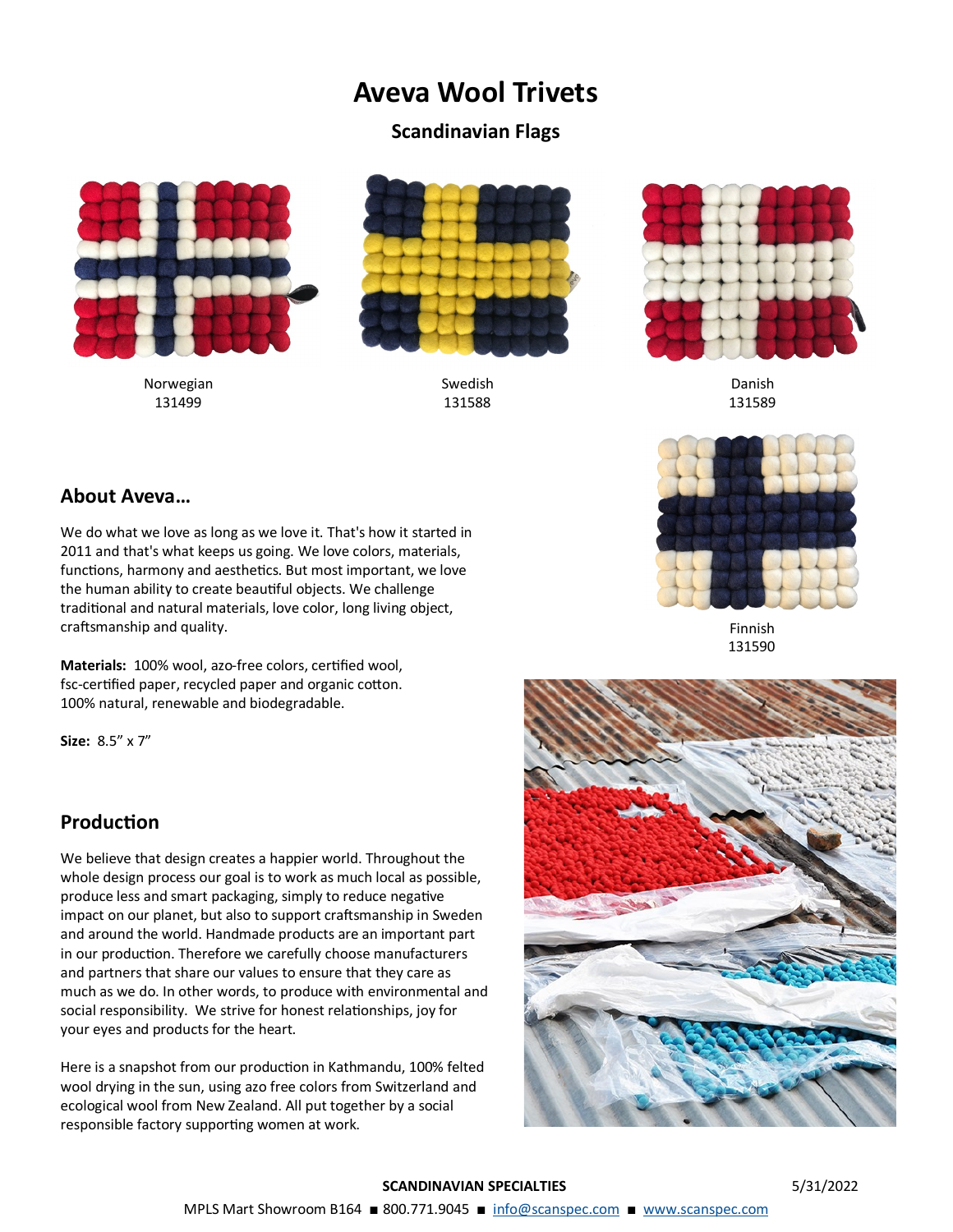# Aveva Wool Trivets

## Scandinavian Flags

Norwegian
131499

Swedish
131588

Danish
131589

Finnish
131590

## About Aveva…

We do what we love as long as we love it. That's how it started in 2011 and that's what keeps us going. We love colors, materials, functions, harmony and aesthetics. But most important, we love the human ability to create beautiful objects. We challenge traditional and natural materials, love color, long living object, craftsmanship and quality.

**Materials:** 100% wool, azo-free colors, certified wool, fsc-certified paper, recycled paper and organic cotton. 100% natural, renewable and biodegradable.

**Size:** 8.5" x 7"

## Production

We believe that design creates a happier world. Throughout the whole design process our goal is to work as much local as possible, produce less and smart packaging, simply to reduce negative impact on our planet, but also to support craftsmanship in Sweden and around the world. Handmade products are an important part in our production. Therefore we carefully choose manufacturers and partners that share our values to ensure that they care as much as we do. In other words, to produce with environmental and social responsibility. We strive for honest relationships, joy for your eyes and products for the heart.

Here is a snapshot from our production in Kathmandu, 100% felted wool drying in the sun, using azo free colors from Switzerland and ecological wool from New Zealand. All put together by a social responsible factory supporting women at work.

**SCANDINAVIAN SPECIALTIES** 5/31/2022

MPLS Mart Showroom B164 ■ 800.771.9045 ■ info@scanspec.com ■ www.scanspec.com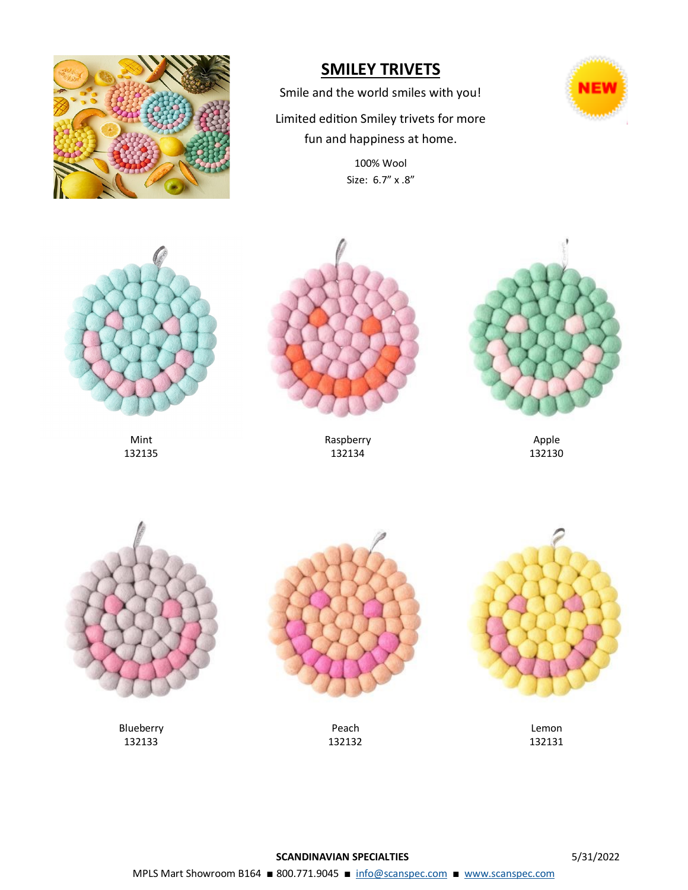# SMILEY TRIVETS

Smile and the world smiles with you!

Limited edition Smiley trivets for more fun and happiness at home.

100% Wool

Size: 6.7" x .8"

NEW

Mint
132135

Raspberry
132134

Apple
132130

Blueberry
132133

Peach
132132

Lemon
132131

**SCANDINAVIAN SPECIALTIES** 5/31/2022

MPLS Mart Showroom B164 ■ 800.771.9045 ■ info@scanspec.com ■ www.scanspec.com